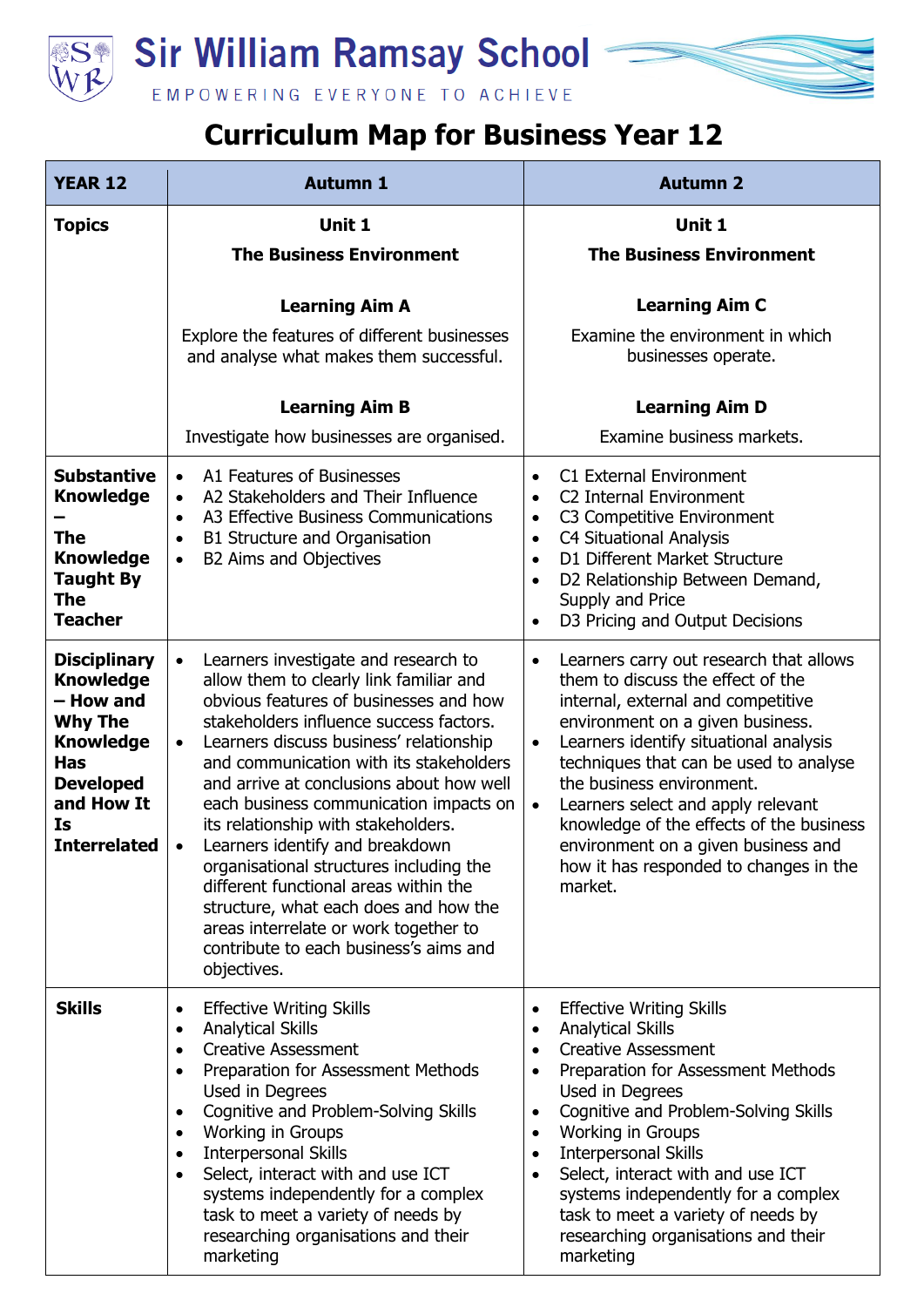# Sir William Ramsay School

EMPOWERING EVERYONE TO ACHIEVE

## Curriculum Map for Business Year 12

| YEAR 12 | Autumn 1 | Autumn 2 |
|---|---|---|
| **Topics** | **Unit 1**<br>**The Business Environment**<br><br>**Learning Aim A**<br>Explore the features of different businesses and analyse what makes them successful.<br><br>**Learning Aim B**<br>Investigate how businesses are organised. | **Unit 1**<br>**The Business Environment**<br><br>**Learning Aim C**<br>Examine the environment in which businesses operate.<br><br>**Learning Aim D**<br>Examine business markets. |
| **Substantive Knowledge – The Knowledge Taught By The Teacher** | • A1 Features of Businesses<br>• A2 Stakeholders and Their Influence<br>• A3 Effective Business Communications<br>• B1 Structure and Organisation<br>• B2 Aims and Objectives | • C1 External Environment<br>• C2 Internal Environment<br>• C3 Competitive Environment<br>• C4 Situational Analysis<br>• D1 Different Market Structure<br>• D2 Relationship Between Demand, Supply and Price<br>• D3 Pricing and Output Decisions |
| **Disciplinary Knowledge – How and Why The Knowledge Has Developed and How It Is Interrelated** | • Learners investigate and research to allow them to clearly link familiar and obvious features of businesses and how stakeholders influence success factors.<br>• Learners discuss business' relationship and communication with its stakeholders and arrive at conclusions about how well each business communication impacts on its relationship with stakeholders.<br>• Learners identify and breakdown organisational structures including the different functional areas within the structure, what each does and how the areas interrelate or work together to contribute to each business's aims and objectives. | • Learners carry out research that allows them to discuss the effect of the internal, external and competitive environment on a given business.<br>• Learners identify situational analysis techniques that can be used to analyse the business environment.<br>• Learners select and apply relevant knowledge of the effects of the business environment on a given business and how it has responded to changes in the market. |
| **Skills** | • Effective Writing Skills<br>• Analytical Skills<br>• Creative Assessment<br>• Preparation for Assessment Methods Used in Degrees<br>• Cognitive and Problem-Solving Skills<br>• Working in Groups<br>• Interpersonal Skills<br>• Select, interact with and use ICT systems independently for a complex task to meet a variety of needs by researching organisations and their marketing | • Effective Writing Skills<br>• Analytical Skills<br>• Creative Assessment<br>• Preparation for Assessment Methods Used in Degrees<br>• Cognitive and Problem-Solving Skills<br>• Working in Groups<br>• Interpersonal Skills<br>• Select, interact with and use ICT systems independently for a complex task to meet a variety of needs by researching organisations and their marketing |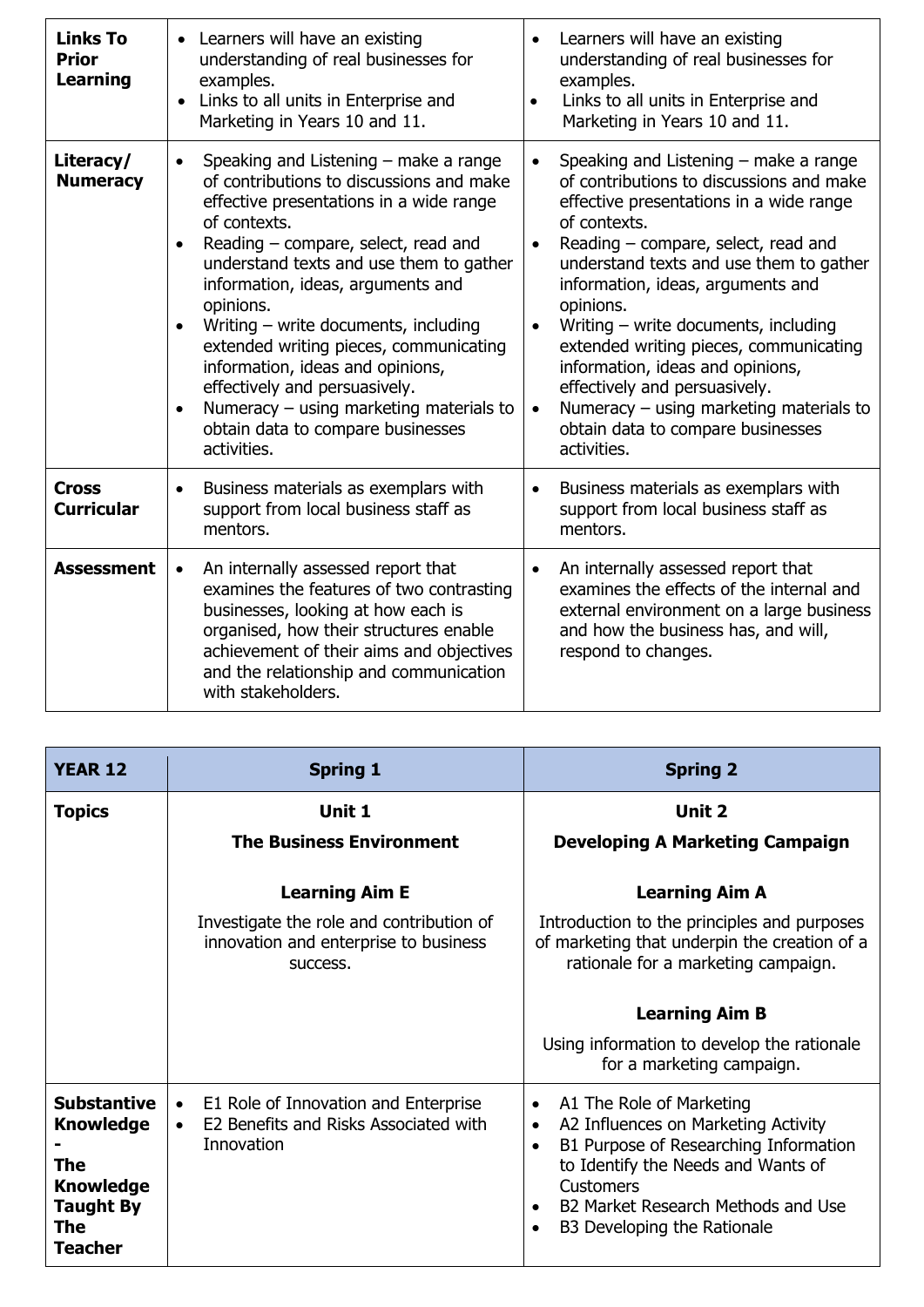| | | |
|---|---|---|
| **Links To Prior Learning** | • Learners will have an existing understanding of real businesses for examples.<br>• Links to all units in Enterprise and Marketing in Years 10 and 11. | • Learners will have an existing understanding of real businesses for examples.<br>• Links to all units in Enterprise and Marketing in Years 10 and 11. |
| **Literacy/ Numeracy** | • Speaking and Listening – make a range of contributions to discussions and make effective presentations in a wide range of contexts.<br>• Reading – compare, select, read and understand texts and use them to gather information, ideas, arguments and opinions.<br>• Writing – write documents, including extended writing pieces, communicating information, ideas and opinions, effectively and persuasively.<br>• Numeracy – using marketing materials to obtain data to compare businesses activities. | • Speaking and Listening – make a range of contributions to discussions and make effective presentations in a wide range of contexts.<br>• Reading – compare, select, read and understand texts and use them to gather information, ideas, arguments and opinions.<br>• Writing – write documents, including extended writing pieces, communicating information, ideas and opinions, effectively and persuasively.<br>• Numeracy – using marketing materials to obtain data to compare businesses activities. |
| **Cross Curricular** | • Business materials as exemplars with support from local business staff as mentors. | • Business materials as exemplars with support from local business staff as mentors. |
| **Assessment** | • An internally assessed report that examines the features of two contrasting businesses, looking at how each is organised, how their structures enable achievement of their aims and objectives and the relationship and communication with stakeholders. | • An internally assessed report that examines the effects of the internal and external environment on a large business and how the business has, and will, respond to changes. |

| **YEAR 12** | **Spring 1** | **Spring 2** |
|---|---|---|
| **Topics** | **Unit 1**<br>**The Business Environment**<br><br>**Learning Aim E**<br>Investigate the role and contribution of innovation and enterprise to business success. | **Unit 2**<br>**Developing A Marketing Campaign**<br><br>**Learning Aim A**<br>Introduction to the principles and purposes of marketing that underpin the creation of a rationale for a marketing campaign.<br><br>**Learning Aim B**<br>Using information to develop the rationale for a marketing campaign. |
| **Substantive Knowledge - The Knowledge Taught By The Teacher** | • E1 Role of Innovation and Enterprise<br>• E2 Benefits and Risks Associated with Innovation | • A1 The Role of Marketing<br>• A2 Influences on Marketing Activity<br>• B1 Purpose of Researching Information to Identify the Needs and Wants of Customers<br>• B2 Market Research Methods and Use<br>• B3 Developing the Rationale |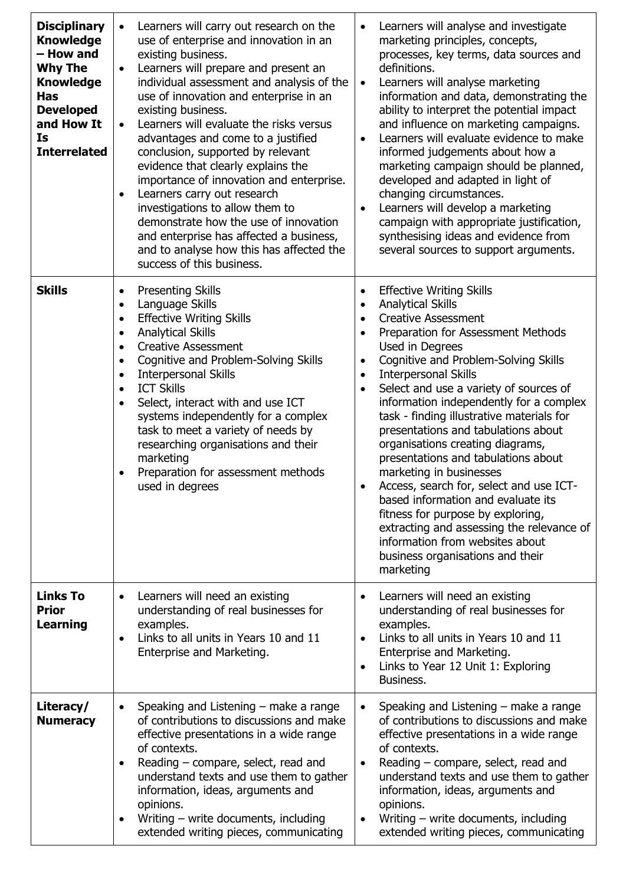| | | |
|---|---|---|
| **Disciplinary Knowledge – How and Why The Knowledge Has Developed and How It Is Interrelated** | • Learners will carry out research on the use of enterprise and innovation in an existing business.<br>• Learners will prepare and present an individual assessment and analysis of the use of innovation and enterprise in an existing business.<br>• Learners will evaluate the risks versus advantages and come to a justified conclusion, supported by relevant evidence that clearly explains the importance of innovation and enterprise.<br>• Learners carry out research investigations to allow them to demonstrate how the use of innovation and enterprise has affected a business, and to analyse how this has affected the success of this business. | • Learners will analyse and investigate marketing principles, concepts, processes, key terms, data sources and definitions.<br>• Learners will analyse marketing information and data, demonstrating the ability to interpret the potential impact and influence on marketing campaigns.<br>• Learners will evaluate evidence to make informed judgements about how a marketing campaign should be planned, developed and adapted in light of changing circumstances.<br>• Learners will develop a marketing campaign with appropriate justification, synthesising ideas and evidence from several sources to support arguments. |
| **Skills** | • Presenting Skills<br>• Language Skills<br>• Effective Writing Skills<br>• Analytical Skills<br>• Creative Assessment<br>• Cognitive and Problem-Solving Skills<br>• Interpersonal Skills<br>• ICT Skills<br>• Select, interact with and use ICT systems independently for a complex task to meet a variety of needs by researching organisations and their marketing<br>• Preparation for assessment methods used in degrees | • Effective Writing Skills<br>• Analytical Skills<br>• Creative Assessment<br>• Preparation for Assessment Methods Used in Degrees<br>• Cognitive and Problem-Solving Skills<br>• Interpersonal Skills<br>• Select and use a variety of sources of information independently for a complex task - finding illustrative materials for presentations and tabulations about organisations creating diagrams, presentations and tabulations about marketing in businesses<br>• Access, search for, select and use ICT-based information and evaluate its fitness for purpose by exploring, extracting and assessing the relevance of information from websites about business organisations and their marketing |
| **Links To Prior Learning** | • Learners will need an existing understanding of real businesses for examples.<br>• Links to all units in Years 10 and 11 Enterprise and Marketing. | • Learners will need an existing understanding of real businesses for examples.<br>• Links to all units in Years 10 and 11 Enterprise and Marketing.<br>• Links to Year 12 Unit 1: Exploring Business. |
| **Literacy/ Numeracy** | • Speaking and Listening – make a range of contributions to discussions and make effective presentations in a wide range of contexts.<br>• Reading – compare, select, read and understand texts and use them to gather information, ideas, arguments and opinions.<br>• Writing – write documents, including extended writing pieces, communicating | • Speaking and Listening – make a range of contributions to discussions and make effective presentations in a wide range of contexts.<br>• Reading – compare, select, read and understand texts and use them to gather information, ideas, arguments and opinions.<br>• Writing – write documents, including extended writing pieces, communicating |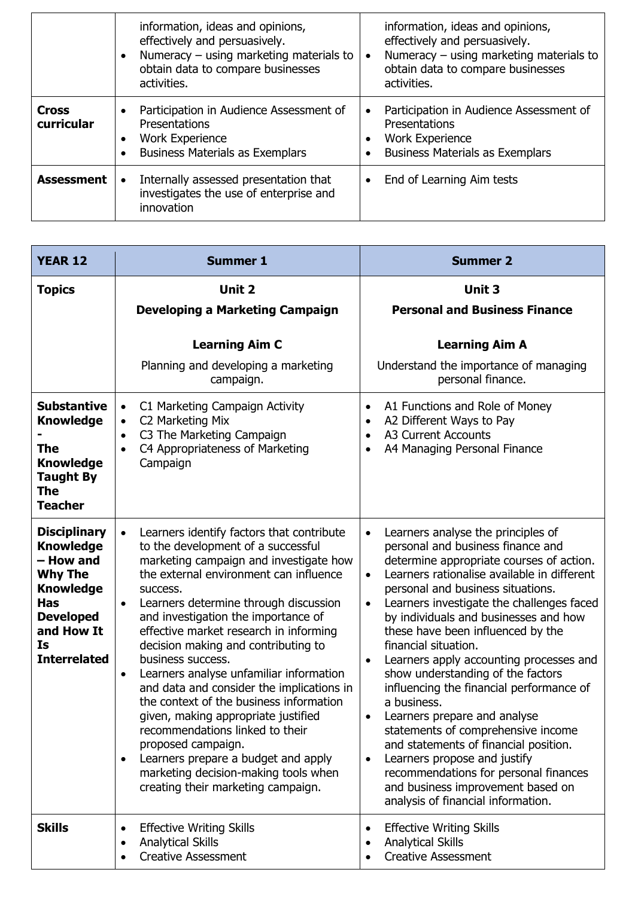| | | |
|---|---|---|
| | information, ideas and opinions, effectively and persuasively.<br>• Numeracy – using marketing materials to obtain data to compare businesses activities. | information, ideas and opinions, effectively and persuasively.<br>• Numeracy – using marketing materials to obtain data to compare businesses activities. |
| **Cross curricular** | • Participation in Audience Assessment of Presentations<br>• Work Experience<br>• Business Materials as Exemplars | • Participation in Audience Assessment of Presentations<br>• Work Experience<br>• Business Materials as Exemplars |
| **Assessment** | • Internally assessed presentation that investigates the use of enterprise and innovation | • End of Learning Aim tests |

| **YEAR 12** | **Summer 1** | **Summer 2** |
|---|---|---|
| **Topics** | **Unit 2**<br>**Developing a Marketing Campaign**<br><br>**Learning Aim C**<br>Planning and developing a marketing campaign. | **Unit 3**<br>**Personal and Business Finance**<br><br>**Learning Aim A**<br>Understand the importance of managing personal finance. |
| **Substantive Knowledge - The Knowledge Taught By The Teacher** | • C1 Marketing Campaign Activity<br>• C2 Marketing Mix<br>• C3 The Marketing Campaign<br>• C4 Appropriateness of Marketing Campaign | • A1 Functions and Role of Money<br>• A2 Different Ways to Pay<br>• A3 Current Accounts<br>• A4 Managing Personal Finance |
| **Disciplinary Knowledge – How and Why The Knowledge Has Developed and How It Is Interrelated** | • Learners identify factors that contribute to the development of a successful marketing campaign and investigate how the external environment can influence success.<br>• Learners determine through discussion and investigation the importance of effective market research in informing decision making and contributing to business success.<br>• Learners analyse unfamiliar information and data and consider the implications in the context of the business information given, making appropriate justified recommendations linked to their proposed campaign.<br>• Learners prepare a budget and apply marketing decision-making tools when creating their marketing campaign. | • Learners analyse the principles of personal and business finance and determine appropriate courses of action.<br>• Learners rationalise available in different personal and business situations.<br>• Learners investigate the challenges faced by individuals and businesses and how these have been influenced by the financial situation.<br>• Learners apply accounting processes and show understanding of the factors influencing the financial performance of a business.<br>• Learners prepare and analyse statements of comprehensive income and statements of financial position.<br>• Learners propose and justify recommendations for personal finances and business improvement based on analysis of financial information. |
| **Skills** | • Effective Writing Skills<br>• Analytical Skills<br>• Creative Assessment | • Effective Writing Skills<br>• Analytical Skills<br>• Creative Assessment |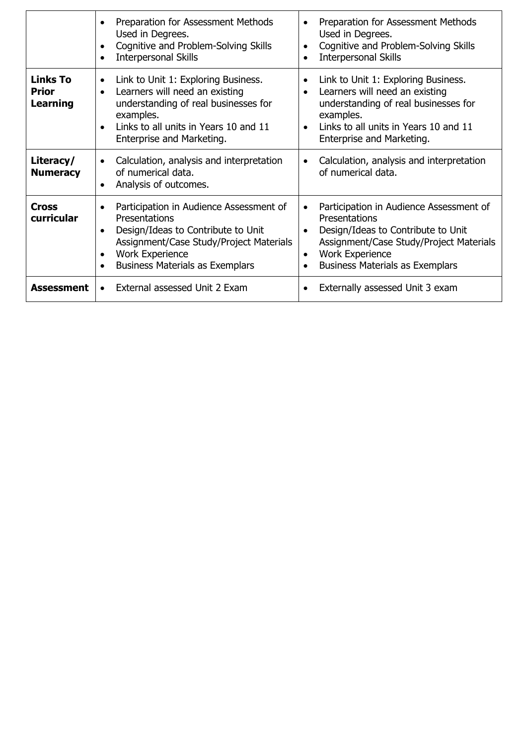| | | |
|---|---|---|
| | • Preparation for Assessment Methods Used in Degrees.<br>• Cognitive and Problem-Solving Skills<br>• Interpersonal Skills | • Preparation for Assessment Methods Used in Degrees.<br>• Cognitive and Problem-Solving Skills<br>• Interpersonal Skills |
| **Links To Prior Learning** | • Link to Unit 1: Exploring Business.<br>• Learners will need an existing understanding of real businesses for examples.<br>• Links to all units in Years 10 and 11 Enterprise and Marketing. | • Link to Unit 1: Exploring Business.<br>• Learners will need an existing understanding of real businesses for examples.<br>• Links to all units in Years 10 and 11 Enterprise and Marketing. |
| **Literacy/ Numeracy** | • Calculation, analysis and interpretation of numerical data.<br>• Analysis of outcomes. | • Calculation, analysis and interpretation of numerical data. |
| **Cross curricular** | • Participation in Audience Assessment of Presentations<br>• Design/Ideas to Contribute to Unit Assignment/Case Study/Project Materials<br>• Work Experience<br>• Business Materials as Exemplars | • Participation in Audience Assessment of Presentations<br>• Design/Ideas to Contribute to Unit Assignment/Case Study/Project Materials<br>• Work Experience<br>• Business Materials as Exemplars |
| **Assessment** | • External assessed Unit 2 Exam | • Externally assessed Unit 3 exam |